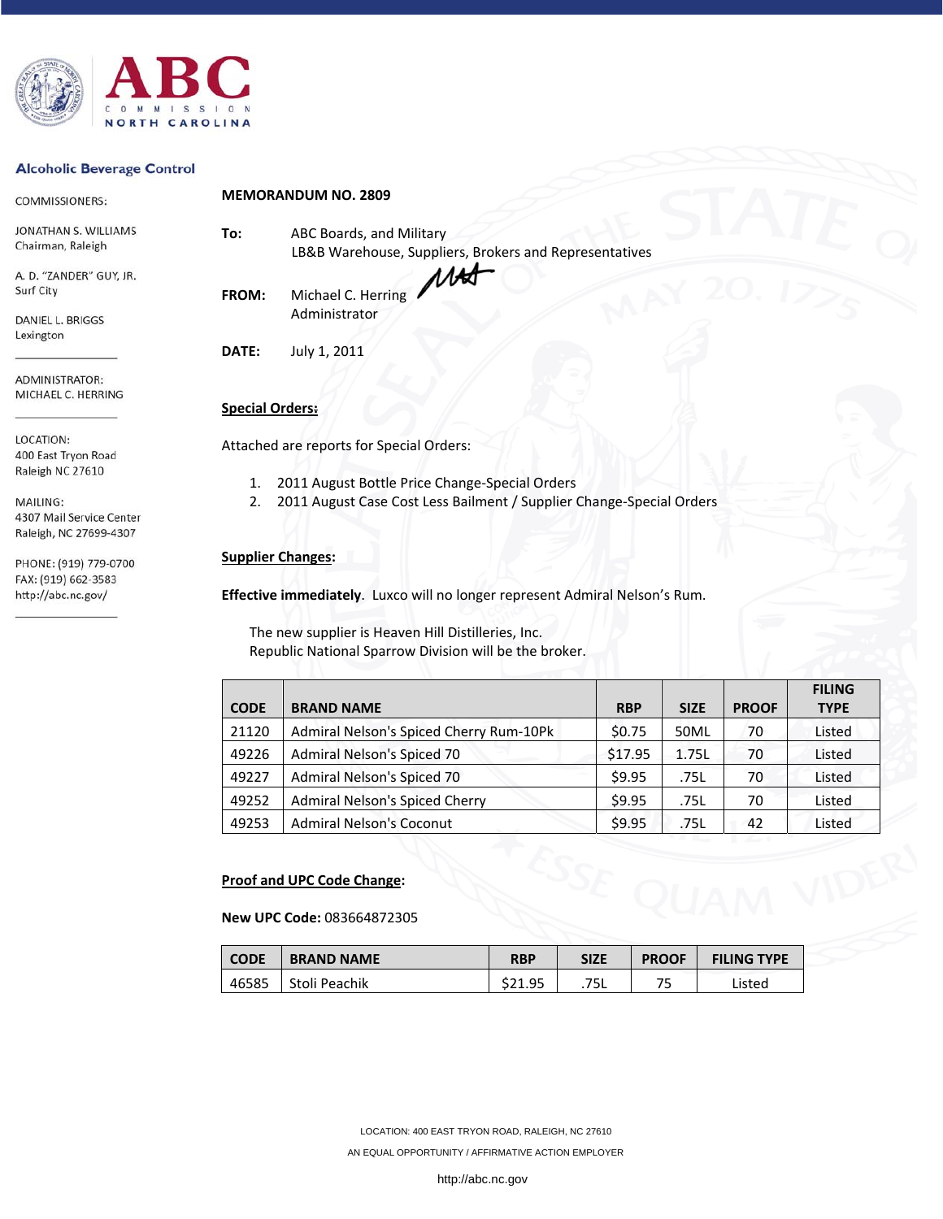# ABC COMMISSION NORTH CAROLINA

**Alcoholic Beverage Control**

COMMISSIONERS:

JONATHAN S. WILLIAMS
Chairman, Raleigh

A. D. "ZANDER" GUY, JR.
Surf City

DANIEL L. BRIGGS
Lexington

ADMINISTRATOR:
MICHAEL C. HERRING

LOCATION:
400 East Tryon Road
Raleigh NC 27610

MAILING:
4307 Mail Service Center
Raleigh, NC 27699-4307

PHONE: (919) 779-0700
FAX: (919) 662-3583
http://abc.nc.gov/

**MEMORANDUM NO. 2809**

**To:** ABC Boards, and Military
LB&B Warehouse, Suppliers, Brokers and Representatives

**FROM:** Michael C. Herring
Administrator

**DATE:** July 1, 2011

**Special Orders:**

Attached are reports for Special Orders:

1. 2011 August Bottle Price Change-Special Orders
2. 2011 August Case Cost Less Bailment / Supplier Change-Special Orders

**Supplier Changes:**

**Effective immediately**. Luxco will no longer represent Admiral Nelson's Rum.

The new supplier is Heaven Hill Distilleries, Inc.
Republic National Sparrow Division will be the broker.

| CODE | BRAND NAME | RBP | SIZE | PROOF | FILING TYPE |
|---|---|---|---|---|---|
| 21120 | Admiral Nelson's Spiced Cherry Rum-10Pk | $0.75 | 50ML | 70 | Listed |
| 49226 | Admiral Nelson's Spiced 70 | $17.95 | 1.75L | 70 | Listed |
| 49227 | Admiral Nelson's Spiced 70 | $9.95 | .75L | 70 | Listed |
| 49252 | Admiral Nelson's Spiced Cherry | $9.95 | .75L | 70 | Listed |
| 49253 | Admiral Nelson's Coconut | $9.95 | .75L | 42 | Listed |

**Proof and UPC Code Change:**

**New UPC Code:** 083664872305

| CODE | BRAND NAME | RBP | SIZE | PROOF | FILING TYPE |
|---|---|---|---|---|---|
| 46585 | Stoli Peachik | $21.95 | .75L | 75 | Listed |

LOCATION: 400 EAST TRYON ROAD, RALEIGH, NC 27610
AN EQUAL OPPORTUNITY / AFFIRMATIVE ACTION EMPLOYER
http://abc.nc.gov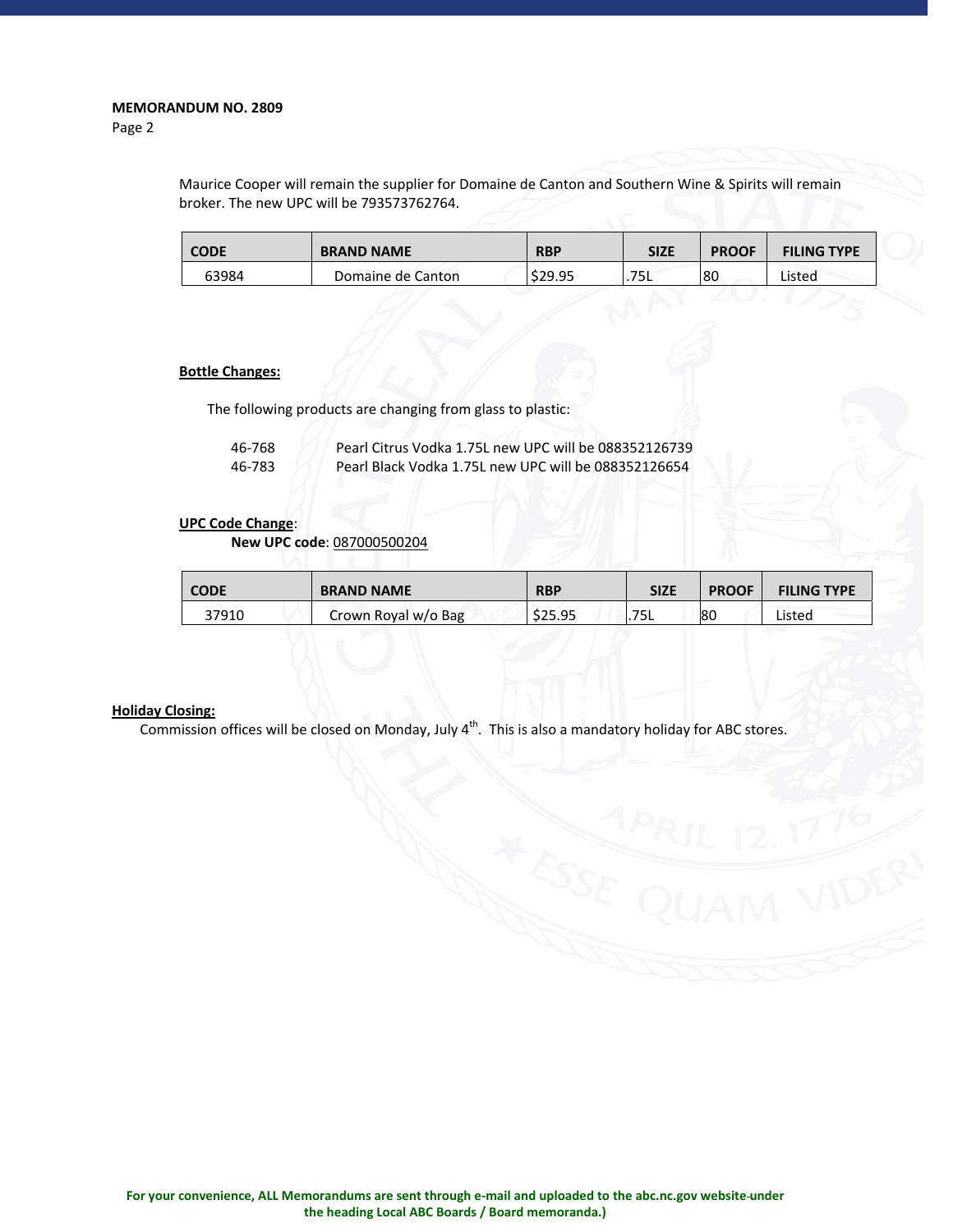**MEMORANDUM NO. 2809**
Page 2

Maurice Cooper will remain the supplier for Domaine de Canton and Southern Wine & Spirits will remain broker. The new UPC will be 793573762764.

| CODE | BRAND NAME | RBP | SIZE | PROOF | FILING TYPE |
|---|---|---|---|---|---|
| 63984 | Domaine de Canton | $29.95 | .75L | 80 | Listed |

**Bottle Changes:**

The following products are changing from glass to plastic:

46-768 Pearl Citrus Vodka 1.75L new UPC will be 088352126739
46-783 Pearl Black Vodka 1.75L new UPC will be 088352126654

**UPC Code Change**:
**New UPC code**: 087000500204

| CODE | BRAND NAME | RBP | SIZE | PROOF | FILING TYPE |
|---|---|---|---|---|---|
| 37910 | Crown Royal w/o Bag | $25.95 | .75L | 80 | Listed |

**Holiday Closing:**
Commission offices will be closed on Monday, July 4th. This is also a mandatory holiday for ABC stores.

**For your convenience, ALL Memorandums are sent through e-mail and uploaded to the abc.nc.gov website under the heading Local ABC Boards / Board memoranda.)**